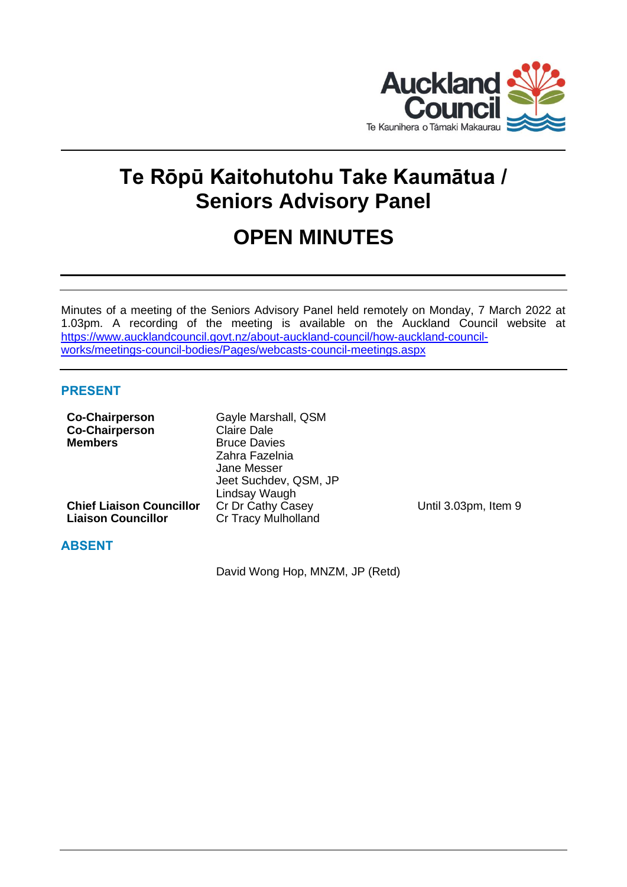# Te Rōpū Kaitohutohu Take Kaumātua / Seniors Advisory Panel

# OPEN MINUTES

Minutes of a meeting of the Seniors Advisory Panel held remotely on Monday, 7 March 2022 at 1.03pm. A recording of the meeting is available on the Auckland Council website at [https://www.aucklandcouncil.govt.nz/about-auckland-council/how-auckland-council-works/meetings-council-bodies/Pages/webcasts-council-meetings.aspx](https://www.aucklandcouncil.govt.nz/about-auckland-council/how-auckland-council-works/meetings-council-bodies/Pages/webcasts-council-meetings.aspx)

## PRESENT

| | | |
|---|---|---|
| **Co-Chairperson** | Gayle Marshall, QSM | |
| **Co-Chairperson** | Claire Dale | |
| **Members** | Bruce Davies | |
| | Zahra Fazelnia | |
| | Jane Messer | |
| | Jeet Suchdev, QSM, JP | |
| | Lindsay Waugh | |
| **Chief Liaison Councillor** | Cr Dr Cathy Casey | Until 3.03pm, Item 9 |
| **Liaison Councillor** | Cr Tracy Mulholland | |

## ABSENT

David Wong Hop, MNZM, JP (Retd)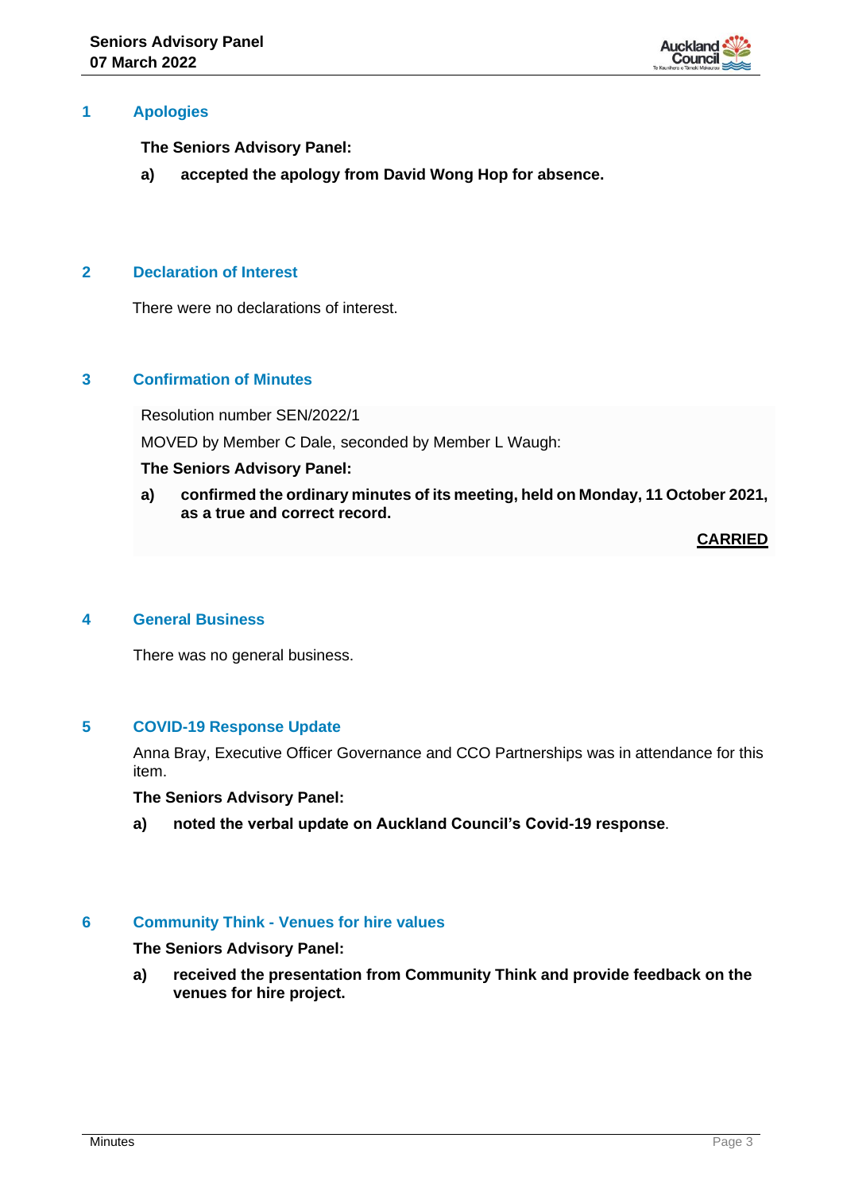## 1 Apologies

**The Seniors Advisory Panel:**

**a) accepted the apology from David Wong Hop for absence.**

## 2 Declaration of Interest

There were no declarations of interest.

## 3 Confirmation of Minutes

Resolution number SEN/2022/1

MOVED by Member C Dale, seconded by Member L Waugh:

**The Seniors Advisory Panel:**

**a) confirmed the ordinary minutes of its meeting, held on Monday, 11 October 2021, as a true and correct record.**

**CARRIED**

## 4 General Business

There was no general business.

## 5 COVID-19 Response Update

Anna Bray, Executive Officer Governance and CCO Partnerships was in attendance for this item.

**The Seniors Advisory Panel:**

**a) noted the verbal update on Auckland Council's Covid-19 response**.

## 6 Community Think - Venues for hire values

**The Seniors Advisory Panel:**

**a) received the presentation from Community Think and provide feedback on the venues for hire project.**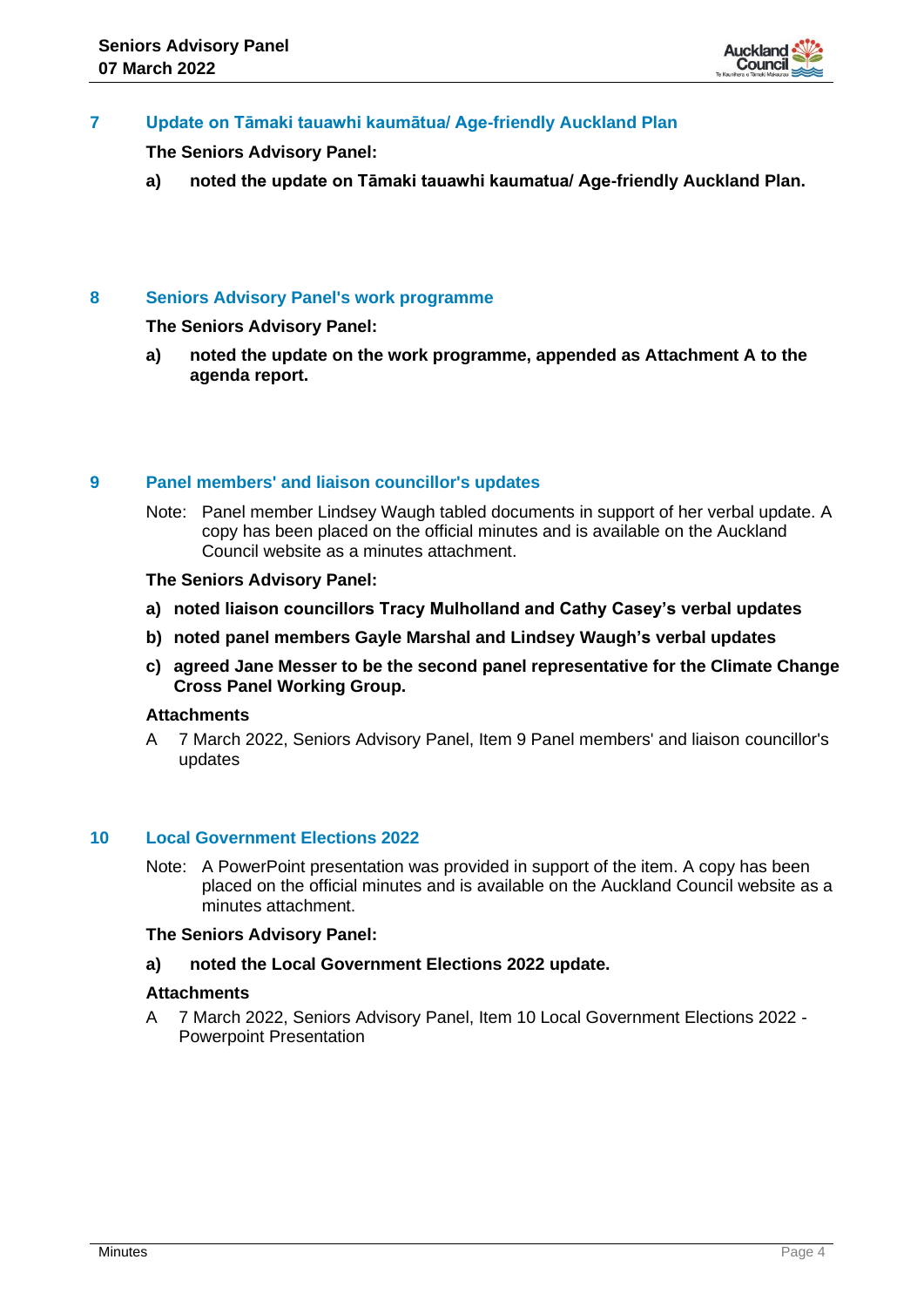## 7 Update on Tāmaki tauawhi kaumātua/ Age-friendly Auckland Plan

**The Seniors Advisory Panel:**

**a) noted the update on Tāmaki tauawhi kaumatua/ Age-friendly Auckland Plan.**

## 8 Seniors Advisory Panel's work programme

**The Seniors Advisory Panel:**

**a) noted the update on the work programme, appended as Attachment A to the agenda report.**

## 9 Panel members' and liaison councillor's updates

Note: Panel member Lindsey Waugh tabled documents in support of her verbal update. A copy has been placed on the official minutes and is available on the Auckland Council website as a minutes attachment.

**The Seniors Advisory Panel:**

**a) noted liaison councillors Tracy Mulholland and Cathy Casey's verbal updates**

**b) noted panel members Gayle Marshal and Lindsey Waugh's verbal updates**

**c) agreed Jane Messer to be the second panel representative for the Climate Change Cross Panel Working Group.**

**Attachments**

A 7 March 2022, Seniors Advisory Panel, Item 9 Panel members' and liaison councillor's updates

## 10 Local Government Elections 2022

Note: A PowerPoint presentation was provided in support of the item. A copy has been placed on the official minutes and is available on the Auckland Council website as a minutes attachment.

**The Seniors Advisory Panel:**

**a) noted the Local Government Elections 2022 update.**

**Attachments**

A 7 March 2022, Seniors Advisory Panel, Item 10 Local Government Elections 2022 - Powerpoint Presentation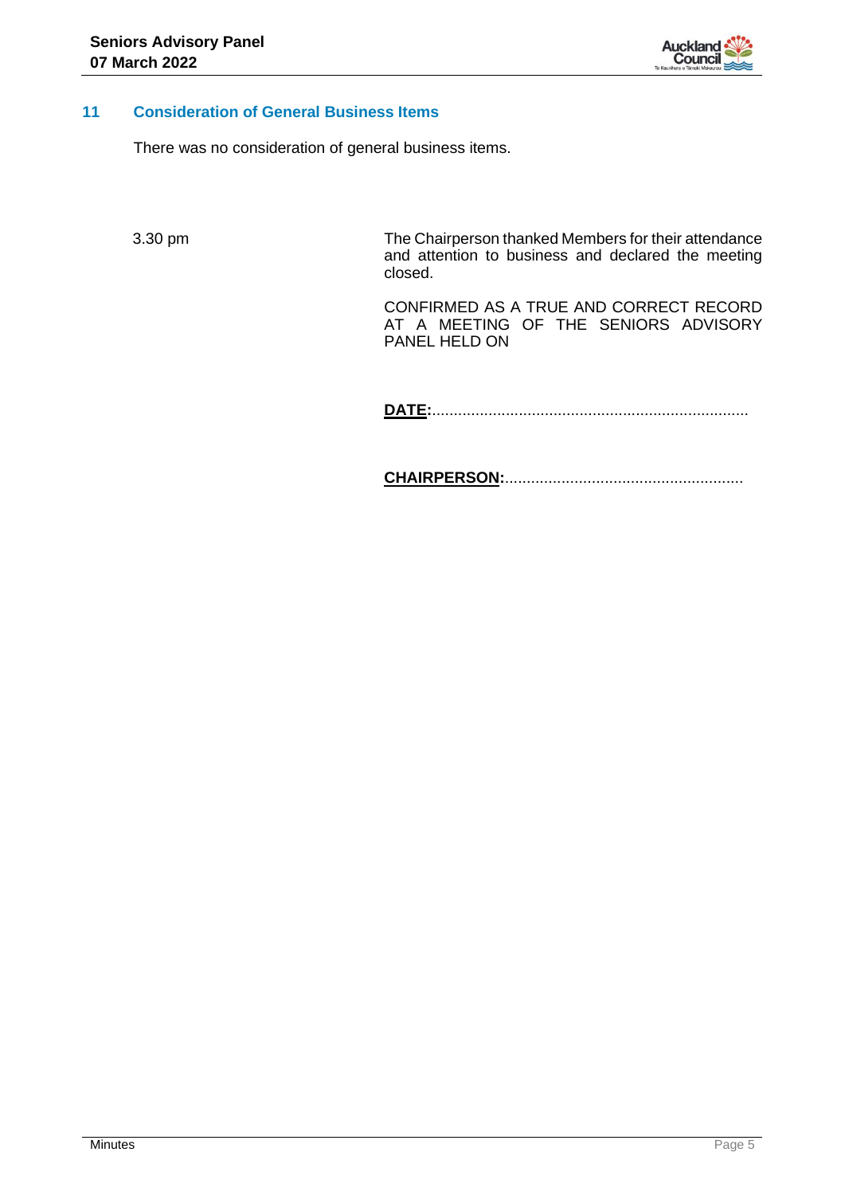## 11 Consideration of General Business Items

There was no consideration of general business items.

3.30 pm

The Chairperson thanked Members for their attendance and attention to business and declared the meeting closed.

CONFIRMED AS A TRUE AND CORRECT RECORD AT A MEETING OF THE SENIORS ADVISORY PANEL HELD ON

**DATE:**.........................................................................

**CHAIRPERSON:**.......................................................